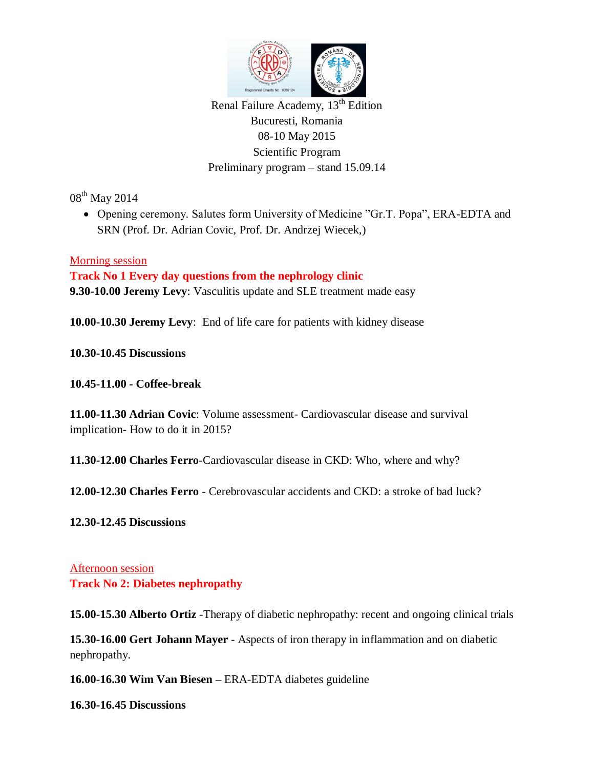Renal Failure Academy, 13th Edition
Bucuresti, Romania
08-10 May 2015
Scientific Program
Preliminary program – stand 15.09.14

08th May 2014

- Opening ceremony. Salutes form University of Medicine ”Gr.T. Popa”, ERA-EDTA and SRN (Prof. Dr. Adrian Covic, Prof. Dr. Andrzej Wiecek,)

Morning session

**Track No 1 Every day questions from the nephrology clinic**

**9.30-10.00 Jeremy Levy**: Vasculitis update and SLE treatment made easy

**10.00-10.30 Jeremy Levy**: End of life care for patients with kidney disease

**10.30-10.45 Discussions**

**10.45-11.00 - Coffee-break**

**11.00-11.30 Adrian Covic**: Volume assessment- Cardiovascular disease and survival implication- How to do it in 2015?

**11.30-12.00 Charles Ferro**-Cardiovascular disease in CKD: Who, where and why?

**12.00-12.30 Charles Ferro** - Cerebrovascular accidents and CKD: a stroke of bad luck?

**12.30-12.45 Discussions**

Afternoon session

**Track No 2: Diabetes nephropathy**

**15.00-15.30 Alberto Ortiz** -Therapy of diabetic nephropathy: recent and ongoing clinical trials

**15.30-16.00 Gert Johann Mayer** - Aspects of iron therapy in inflammation and on diabetic nephropathy.

**16.00-16.30 Wim Van Biesen –** ERA-EDTA diabetes guideline

**16.30-16.45 Discussions**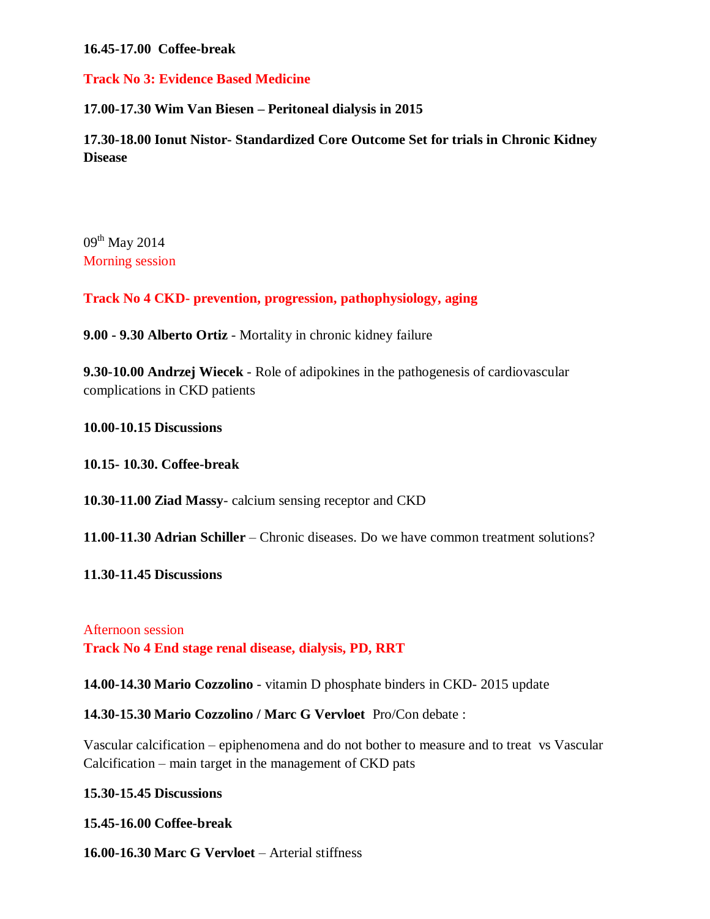**16.45-17.00 Coffee-break**

**Track No 3: Evidence Based Medicine**

**17.00-17.30 Wim Van Biesen – Peritoneal dialysis in 2015**

**17.30-18.00 Ionut Nistor- Standardized Core Outcome Set for trials in Chronic Kidney Disease**

09th May 2014

Morning session

**Track No 4 CKD- prevention, progression, pathophysiology, aging**

**9.00 - 9.30 Alberto Ortiz** - Mortality in chronic kidney failure

**9.30-10.00 Andrzej Wiecek** - Role of adipokines in the pathogenesis of cardiovascular complications in CKD patients

**10.00-10.15 Discussions**

**10.15- 10.30. Coffee-break**

**10.30-11.00 Ziad Massy**- calcium sensing receptor and CKD

**11.00-11.30 Adrian Schiller** – Chronic diseases. Do we have common treatment solutions?

**11.30-11.45 Discussions**

Afternoon session

**Track No 4 End stage renal disease, dialysis, PD, RRT**

**14.00-14.30 Mario Cozzolino** - vitamin D phosphate binders in CKD- 2015 update

**14.30-15.30 Mario Cozzolino / Marc G Vervloet** Pro/Con debate :

Vascular calcification – epiphenomena and do not bother to measure and to treat vs Vascular Calcification – main target in the management of CKD pats

**15.30-15.45 Discussions**

**15.45-16.00 Coffee-break**

**16.00-16.30 Marc G Vervloet** – Arterial stiffness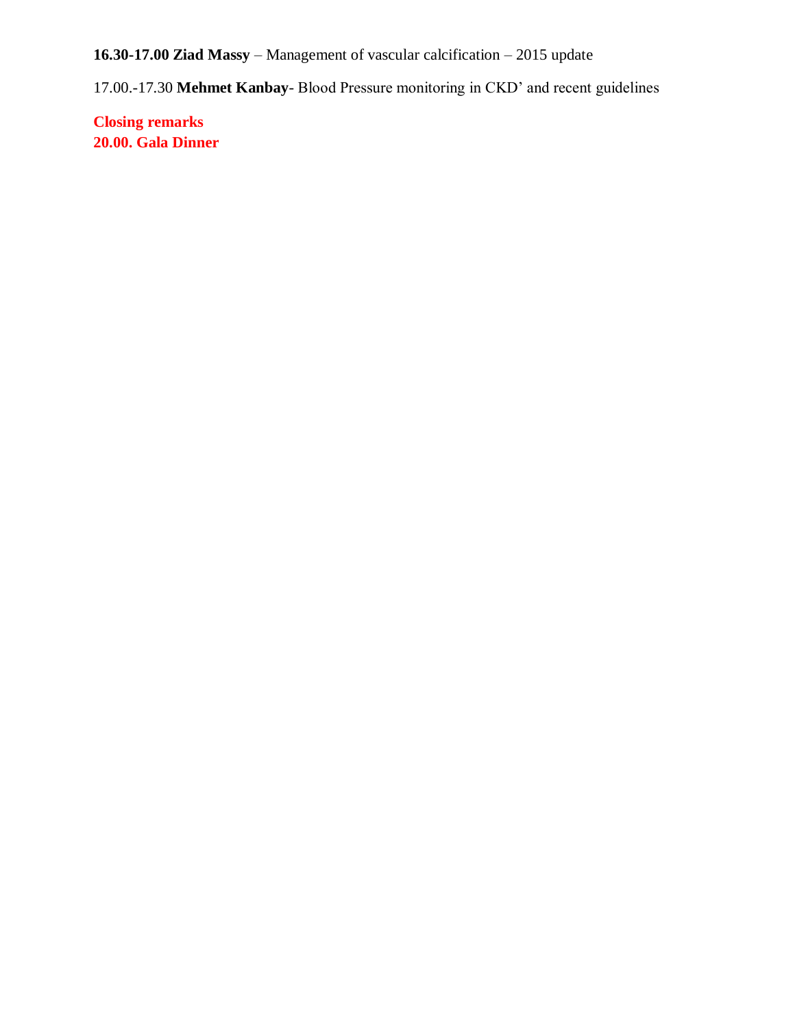**16.30-17.00 Ziad Massy** – Management of vascular calcification – 2015 update

17.00.-17.30 **Mehmet Kanbay**- Blood Pressure monitoring in CKD' and recent guidelines

**Closing remarks**
**20.00. Gala Dinner**